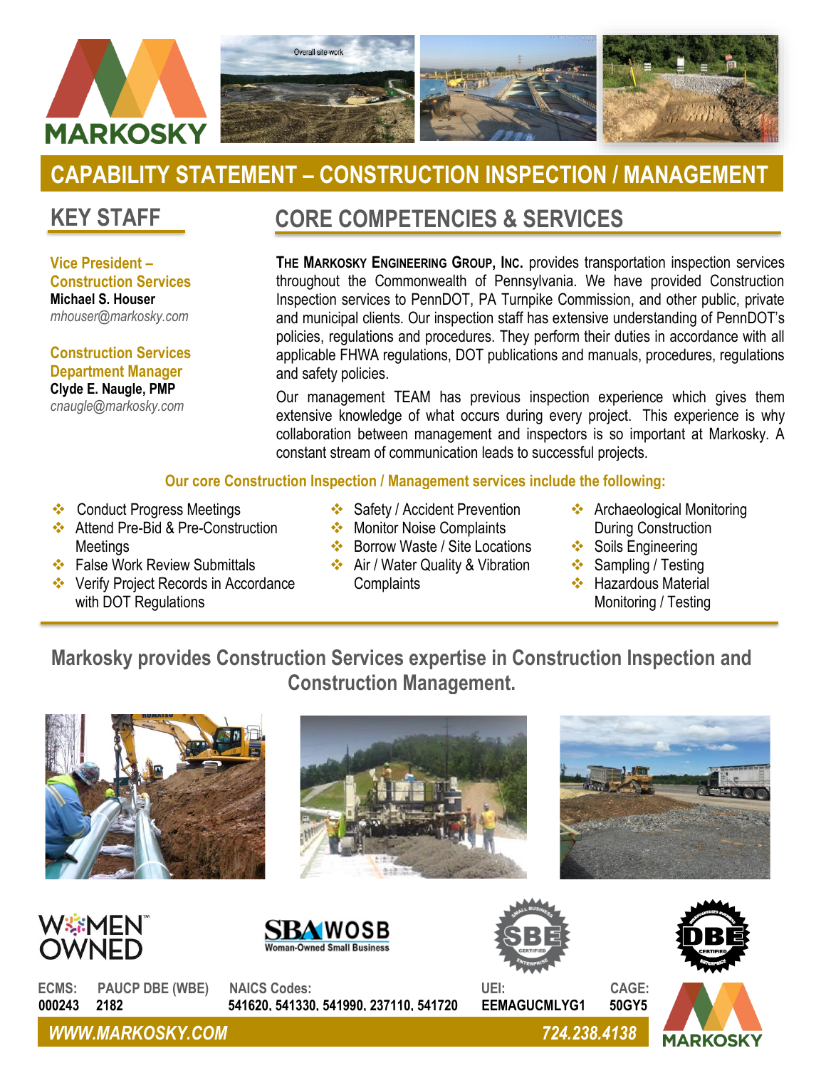# CAPABILITY STATEMENT – CONSTRUCTION INSPECTION / MANAGEMENT

## KEY STAFF

**Vice President – Construction Services**
**Michael S. Houser**
*mhouser@markosky.com*

**Construction Services Department Manager**
**Clyde E. Naugle, PMP**
*cnaugle@markosky.com*

## CORE COMPETENCIES & SERVICES

**THE MARKOSKY ENGINEERING GROUP, INC.** provides transportation inspection services throughout the Commonwealth of Pennsylvania. We have provided Construction Inspection services to PennDOT, PA Turnpike Commission, and other public, private and municipal clients. Our inspection staff has extensive understanding of PennDOT's policies, regulations and procedures. They perform their duties in accordance with all applicable FHWA regulations, DOT publications and manuals, procedures, regulations and safety policies.

Our management TEAM has previous inspection experience which gives them extensive knowledge of what occurs during every project. This experience is why collaboration between management and inspectors is so important at Markosky. A constant stream of communication leads to successful projects.

**Our core Construction Inspection / Management services include the following:**

- Conduct Progress Meetings
- Attend Pre-Bid & Pre-Construction Meetings
- False Work Review Submittals
- Verify Project Records in Accordance with DOT Regulations
- Safety / Accident Prevention
- Monitor Noise Complaints
- Borrow Waste / Site Locations
- Air / Water Quality & Vibration Complaints
- Archaeological Monitoring During Construction
- Soils Engineering
- Sampling / Testing
- Hazardous Material Monitoring / Testing

**Markosky provides Construction Services expertise in Construction Inspection and Construction Management.**

| ECMS: | PAUCP DBE (WBE) | NAICS Codes: | UEI: | CAGE: |
| --- | --- | --- | --- | --- |
| 000243 | 2182 | 541620, 541330, 541990, 237110, 541720 | EEMAGUCMLYG1 | 50GY5 |

**WWW.MARKOSKY.COM** **724.238.4138**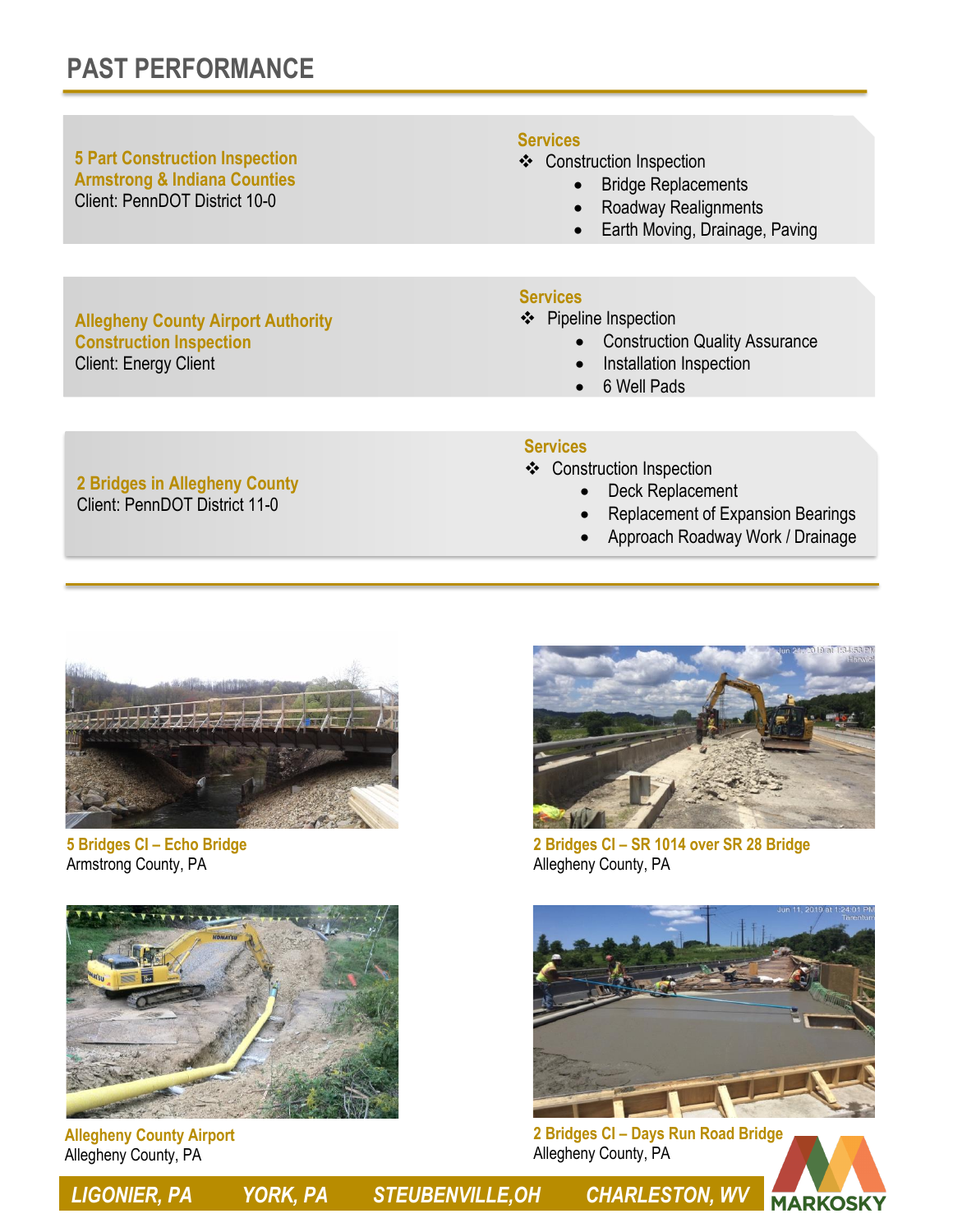# PAST PERFORMANCE

**5 Part Construction Inspection**
**Armstrong & Indiana Counties**
Client: PennDOT District 10-0

**Services**

- Construction Inspection
  - Bridge Replacements
  - Roadway Realignments
  - Earth Moving, Drainage, Paving

**Allegheny County Airport Authority**
**Construction Inspection**
Client: Energy Client

**Services**

- Pipeline Inspection
  - Construction Quality Assurance
  - Installation Inspection
  - 6 Well Pads

**2 Bridges in Allegheny County**
Client: PennDOT District 11-0

**Services**

- Construction Inspection
  - Deck Replacement
  - Replacement of Expansion Bearings
  - Approach Roadway Work / Drainage

**5 Bridges CI – Echo Bridge**
Armstrong County, PA

**2 Bridges CI – SR 1014 over SR 28 Bridge**
Allegheny County, PA

**Allegheny County Airport**
Allegheny County, PA

**2 Bridges CI – Days Run Road Bridge**
Allegheny County, PA

LIGONIER, PA YORK, PA STEUBENVILLE,OH CHARLESTON, WV

MARKOSKY